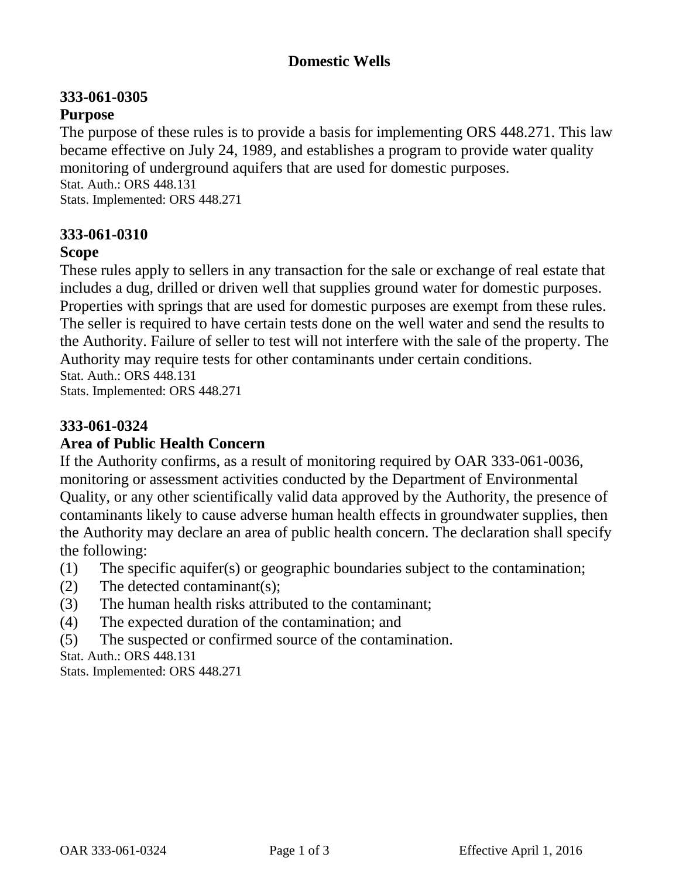# Domestic Wells

## 333-061-0305

### Purpose

The purpose of these rules is to provide a basis for implementing ORS 448.271. This law became effective on July 24, 1989, and establishes a program to provide water quality monitoring of underground aquifers that are used for domestic purposes.

Stat. Auth.: ORS 448.131
Stats. Implemented: ORS 448.271

## 333-061-0310

### Scope

These rules apply to sellers in any transaction for the sale or exchange of real estate that includes a dug, drilled or driven well that supplies ground water for domestic purposes. Properties with springs that are used for domestic purposes are exempt from these rules. The seller is required to have certain tests done on the well water and send the results to the Authority. Failure of seller to test will not interfere with the sale of the property. The Authority may require tests for other contaminants under certain conditions.

Stat. Auth.: ORS 448.131
Stats. Implemented: ORS 448.271

## 333-061-0324

### Area of Public Health Concern

If the Authority confirms, as a result of monitoring required by OAR 333-061-0036, monitoring or assessment activities conducted by the Department of Environmental Quality, or any other scientifically valid data approved by the Authority, the presence of contaminants likely to cause adverse human health effects in groundwater supplies, then the Authority may declare an area of public health concern. The declaration shall specify the following:

(1) The specific aquifer(s) or geographic boundaries subject to the contamination;

(2) The detected contaminant(s);

(3) The human health risks attributed to the contaminant;

(4) The expected duration of the contamination; and

(5) The suspected or confirmed source of the contamination.

Stat. Auth.: ORS 448.131
Stats. Implemented: ORS 448.271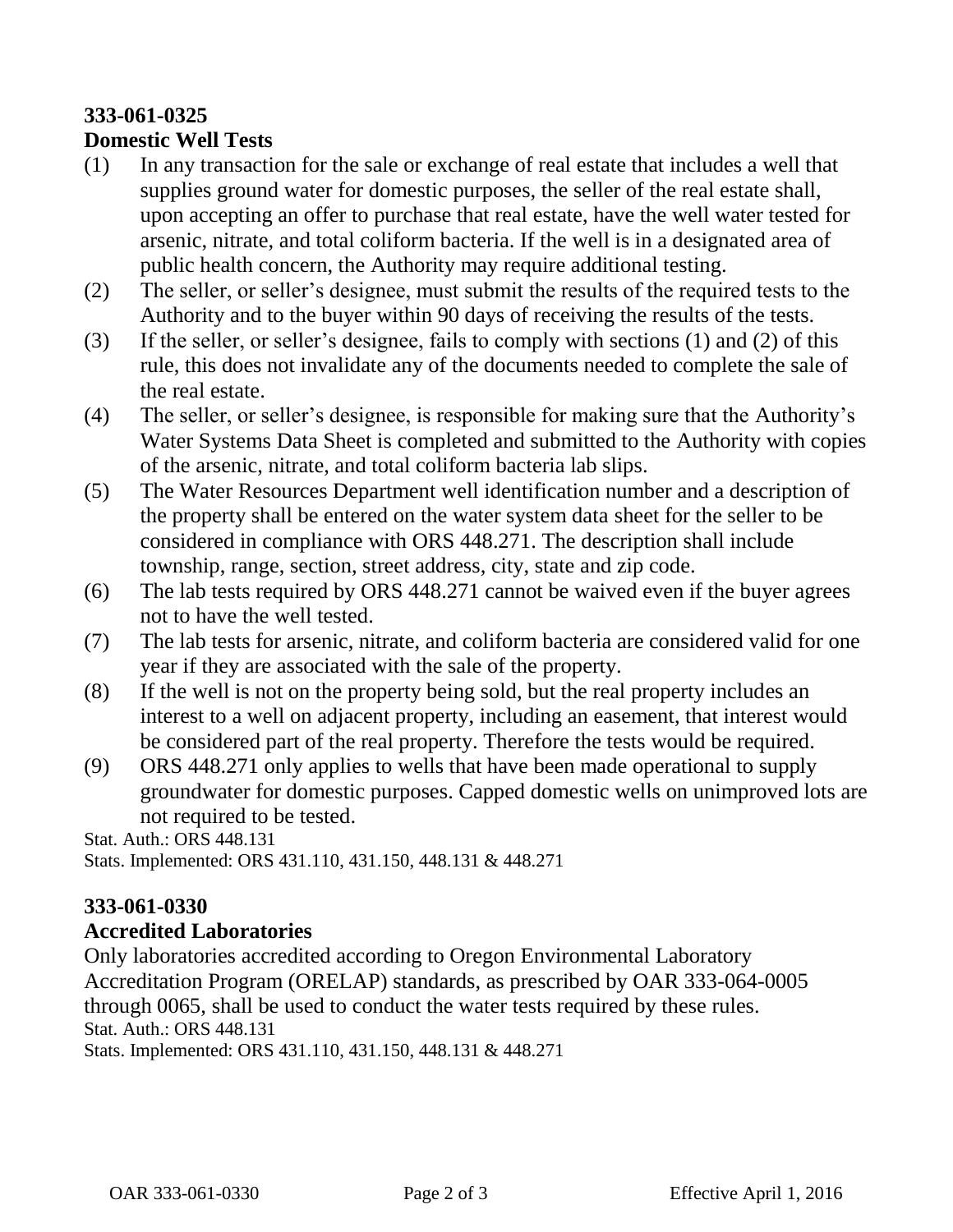**333-061-0325**
**Domestic Well Tests**

(1) In any transaction for the sale or exchange of real estate that includes a well that supplies ground water for domestic purposes, the seller of the real estate shall, upon accepting an offer to purchase that real estate, have the well water tested for arsenic, nitrate, and total coliform bacteria. If the well is in a designated area of public health concern, the Authority may require additional testing.

(2) The seller, or seller's designee, must submit the results of the required tests to the Authority and to the buyer within 90 days of receiving the results of the tests.

(3) If the seller, or seller's designee, fails to comply with sections (1) and (2) of this rule, this does not invalidate any of the documents needed to complete the sale of the real estate.

(4) The seller, or seller's designee, is responsible for making sure that the Authority's Water Systems Data Sheet is completed and submitted to the Authority with copies of the arsenic, nitrate, and total coliform bacteria lab slips.

(5) The Water Resources Department well identification number and a description of the property shall be entered on the water system data sheet for the seller to be considered in compliance with ORS 448.271. The description shall include township, range, section, street address, city, state and zip code.

(6) The lab tests required by ORS 448.271 cannot be waived even if the buyer agrees not to have the well tested.

(7) The lab tests for arsenic, nitrate, and coliform bacteria are considered valid for one year if they are associated with the sale of the property.

(8) If the well is not on the property being sold, but the real property includes an interest to a well on adjacent property, including an easement, that interest would be considered part of the real property. Therefore the tests would be required.

(9) ORS 448.271 only applies to wells that have been made operational to supply groundwater for domestic purposes. Capped domestic wells on unimproved lots are not required to be tested.

Stat. Auth.: ORS 448.131
Stats. Implemented: ORS 431.110, 431.150, 448.131 & 448.271

**333-061-0330**
**Accredited Laboratories**

Only laboratories accredited according to Oregon Environmental Laboratory Accreditation Program (ORELAP) standards, as prescribed by OAR 333-064-0005 through 0065, shall be used to conduct the water tests required by these rules.

Stat. Auth.: ORS 448.131
Stats. Implemented: ORS 431.110, 431.150, 448.131 & 448.271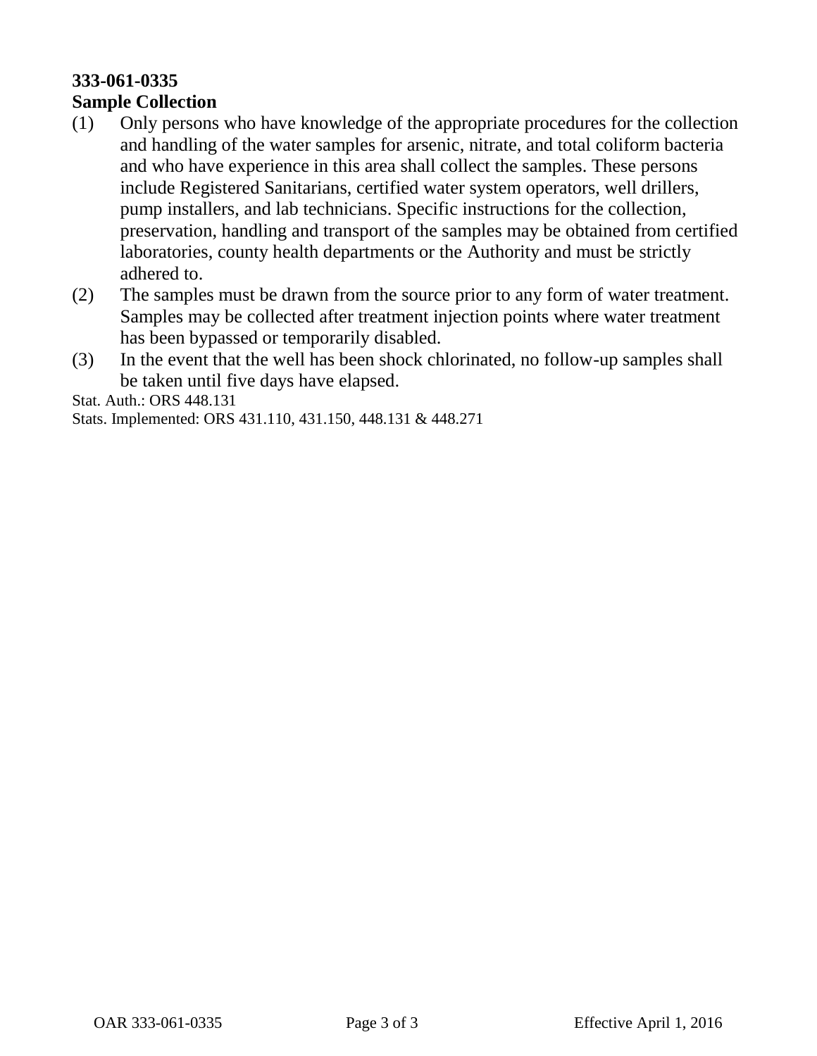**333-061-0335**
**Sample Collection**

(1) Only persons who have knowledge of the appropriate procedures for the collection and handling of the water samples for arsenic, nitrate, and total coliform bacteria and who have experience in this area shall collect the samples. These persons include Registered Sanitarians, certified water system operators, well drillers, pump installers, and lab technicians. Specific instructions for the collection, preservation, handling and transport of the samples may be obtained from certified laboratories, county health departments or the Authority and must be strictly adhered to.

(2) The samples must be drawn from the source prior to any form of water treatment. Samples may be collected after treatment injection points where water treatment has been bypassed or temporarily disabled.

(3) In the event that the well has been shock chlorinated, no follow-up samples shall be taken until five days have elapsed.

Stat. Auth.: ORS 448.131
Stats. Implemented: ORS 431.110, 431.150, 448.131 & 448.271